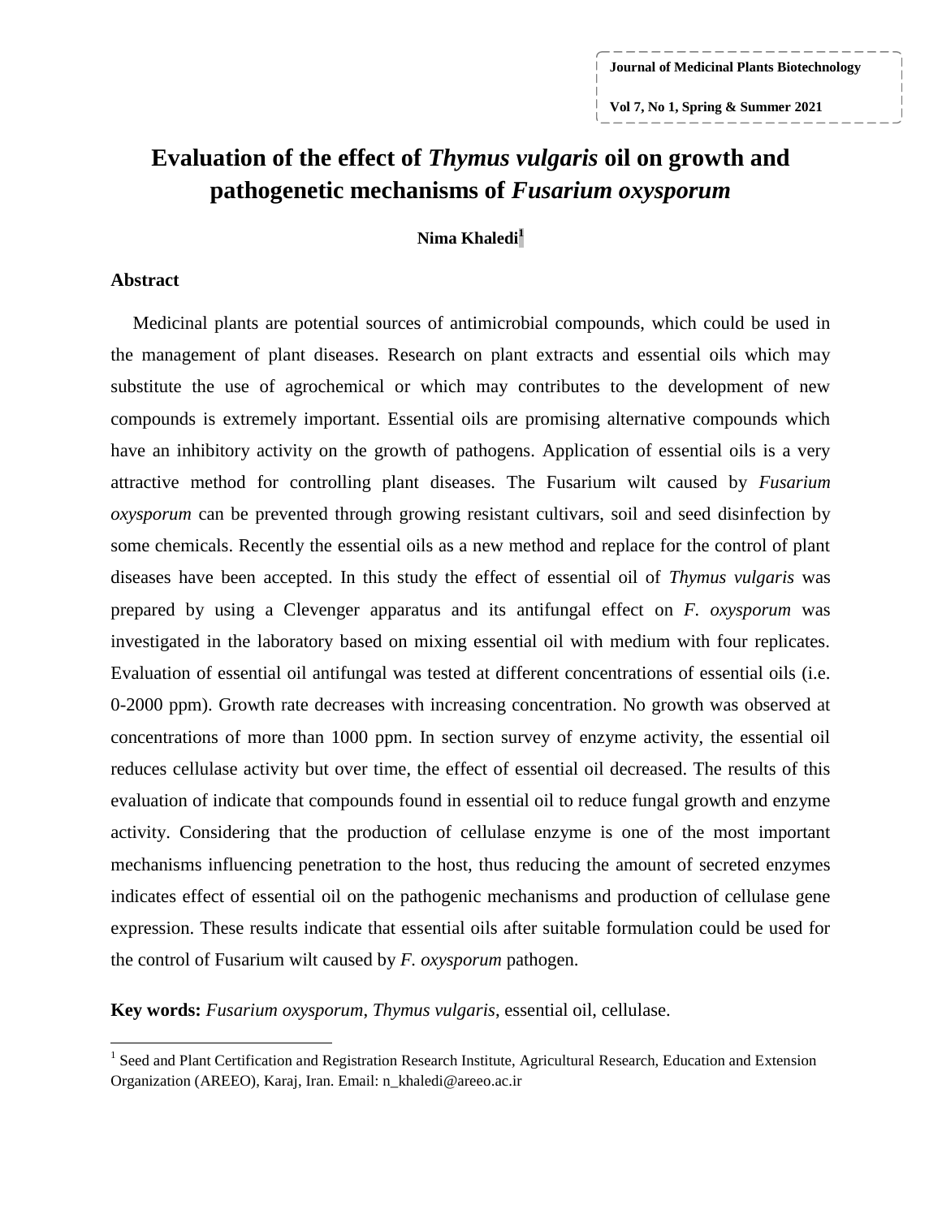# Evaluation of the effect of *Thymus vulgaris* oil on growth and pathogenetic mechanisms of *Fusarium oxysporum*

**Nima Khaledi**[1]

## Abstract

Medicinal plants are potential sources of antimicrobial compounds, which could be used in the management of plant diseases. Research on plant extracts and essential oils which may substitute the use of agrochemical or which may contributes to the development of new compounds is extremely important. Essential oils are promising alternative compounds which have an inhibitory activity on the growth of pathogens. Application of essential oils is a very attractive method for controlling plant diseases. The Fusarium wilt caused by *Fusarium oxysporum* can be prevented through growing resistant cultivars, soil and seed disinfection by some chemicals. Recently the essential oils as a new method and replace for the control of plant diseases have been accepted. In this study the effect of essential oil of *Thymus vulgaris* was prepared by using a Clevenger apparatus and its antifungal effect on *F. oxysporum* was investigated in the laboratory based on mixing essential oil with medium with four replicates. Evaluation of essential oil antifungal was tested at different concentrations of essential oils (i.e. 0-2000 ppm). Growth rate decreases with increasing concentration. No growth was observed at concentrations of more than 1000 ppm. In section survey of enzyme activity, the essential oil reduces cellulase activity but over time, the effect of essential oil decreased. The results of this evaluation of indicate that compounds found in essential oil to reduce fungal growth and enzyme activity. Considering that the production of cellulase enzyme is one of the most important mechanisms influencing penetration to the host, thus reducing the amount of secreted enzymes indicates effect of essential oil on the pathogenic mechanisms and production of cellulase gene expression. These results indicate that essential oils after suitable formulation could be used for the control of Fusarium wilt caused by *F. oxysporum* pathogen.

**Key words:** *Fusarium oxysporum*, *Thymus vulgaris*, essential oil, cellulase.

---

[1] Seed and Plant Certification and Registration Research Institute, Agricultural Research, Education and Extension Organization (AREEO), Karaj, Iran. Email: n_khaledi@areeo.ac.ir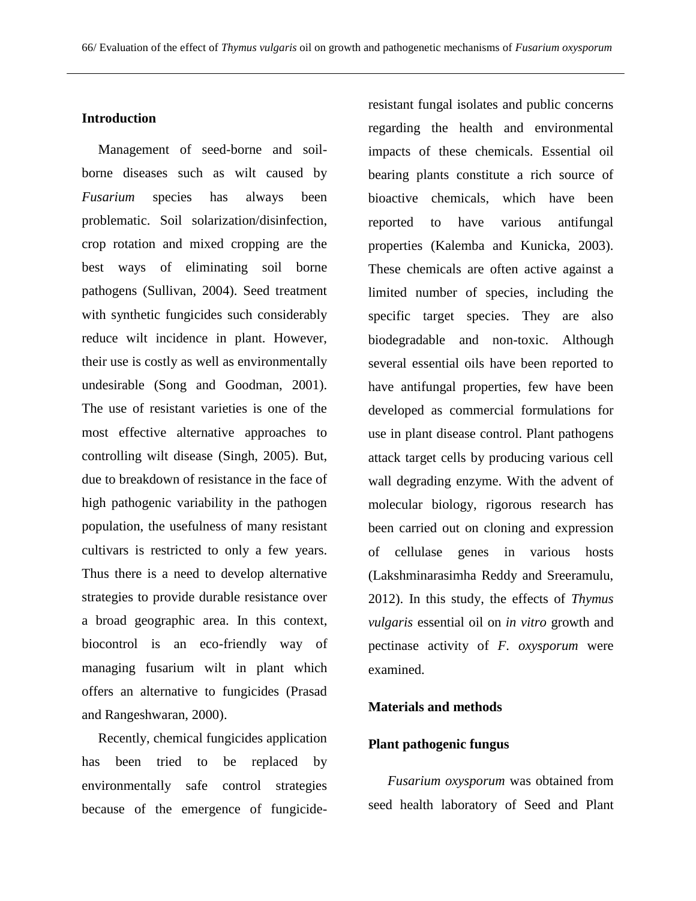## Introduction

Management of seed-borne and soil-borne diseases such as wilt caused by *Fusarium* species has always been problematic. Soil solarization/disinfection, crop rotation and mixed cropping are the best ways of eliminating soil borne pathogens (Sullivan, 2004). Seed treatment with synthetic fungicides such considerably reduce wilt incidence in plant. However, their use is costly as well as environmentally undesirable (Song and Goodman, 2001). The use of resistant varieties is one of the most effective alternative approaches to controlling wilt disease (Singh, 2005). But, due to breakdown of resistance in the face of high pathogenic variability in the pathogen population, the usefulness of many resistant cultivars is restricted to only a few years. Thus there is a need to develop alternative strategies to provide durable resistance over a broad geographic area. In this context, biocontrol is an eco-friendly way of managing fusarium wilt in plant which offers an alternative to fungicides (Prasad and Rangeshwaran, 2000).

Recently, chemical fungicides application has been tried to be replaced by environmentally safe control strategies because of the emergence of fungicide-resistant fungal isolates and public concerns regarding the health and environmental impacts of these chemicals. Essential oil bearing plants constitute a rich source of bioactive chemicals, which have been reported to have various antifungal properties (Kalemba and Kunicka, 2003). These chemicals are often active against a limited number of species, including the specific target species. They are also biodegradable and non-toxic. Although several essential oils have been reported to have antifungal properties, few have been developed as commercial formulations for use in plant disease control. Plant pathogens attack target cells by producing various cell wall degrading enzyme. With the advent of molecular biology, rigorous research has been carried out on cloning and expression of cellulase genes in various hosts (Lakshminarasimha Reddy and Sreeramulu, 2012). In this study, the effects of *Thymus vulgaris* essential oil on *in vitro* growth and pectinase activity of *F. oxysporum* were examined.

## Materials and methods

### Plant pathogenic fungus

*Fusarium oxysporum* was obtained from seed health laboratory of Seed and Plant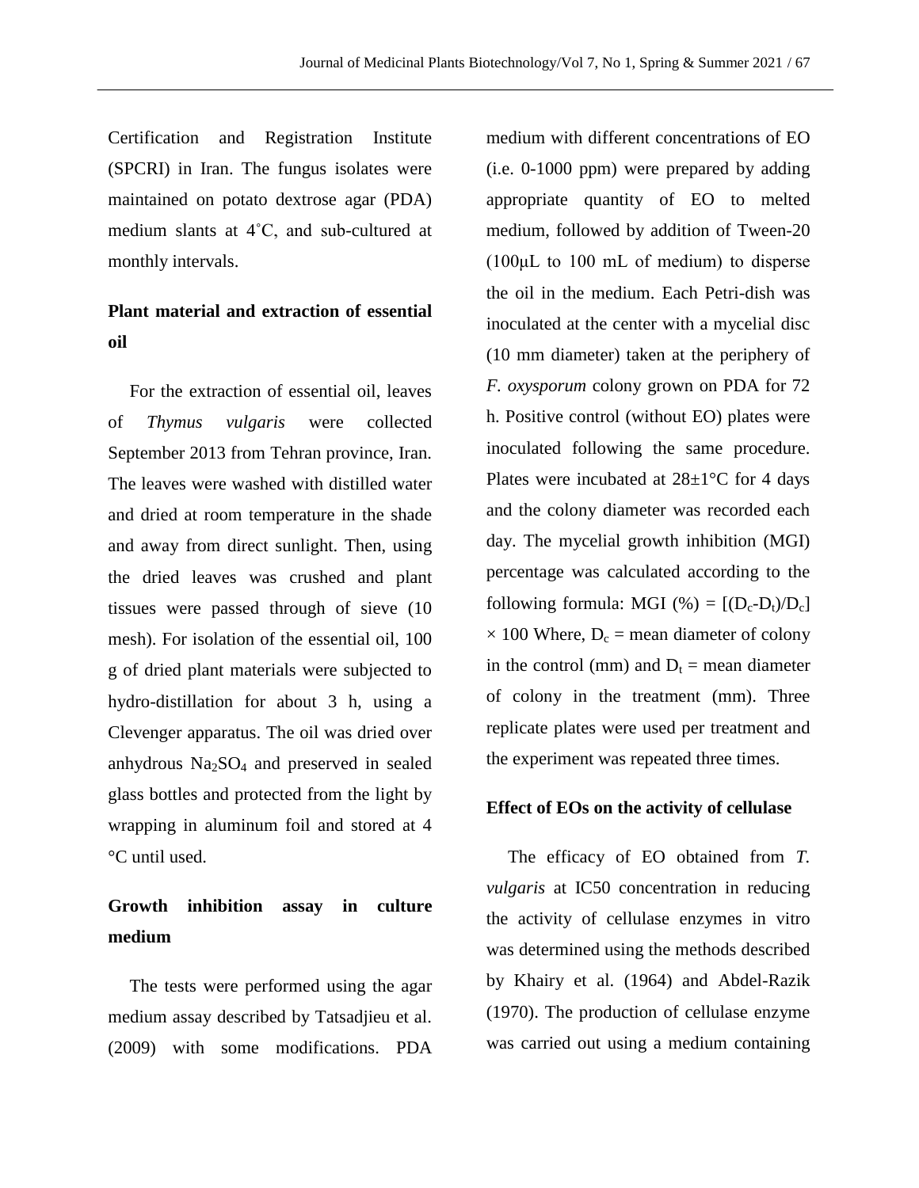Certification and Registration Institute (SPCRI) in Iran. The fungus isolates were maintained on potato dextrose agar (PDA) medium slants at 4˚C, and sub-cultured at monthly intervals.

## Plant material and extraction of essential oil

For the extraction of essential oil, leaves of *Thymus vulgaris* were collected September 2013 from Tehran province, Iran. The leaves were washed with distilled water and dried at room temperature in the shade and away from direct sunlight. Then, using the dried leaves was crushed and plant tissues were passed through of sieve (10 mesh). For isolation of the essential oil, 100 g of dried plant materials were subjected to hydro-distillation for about 3 h, using a Clevenger apparatus. The oil was dried over anhydrous $Na_2SO_4$ and preserved in sealed glass bottles and protected from the light by wrapping in aluminum foil and stored at 4 °C until used.

## Growth inhibition assay in culture medium

The tests were performed using the agar medium assay described by Tatsadjieu et al. (2009) with some modifications. PDA medium with different concentrations of EO (i.e. 0-1000 ppm) were prepared by adding appropriate quantity of EO to melted medium, followed by addition of Tween-20 (100μL to 100 mL of medium) to disperse the oil in the medium. Each Petri-dish was inoculated at the center with a mycelial disc (10 mm diameter) taken at the periphery of *F. oxysporum* colony grown on PDA for 72 h. Positive control (without EO) plates were inoculated following the same procedure. Plates were incubated at 28±1°C for 4 days and the colony diameter was recorded each day. The mycelial growth inhibition (MGI) percentage was calculated according to the following formula: MGI (%) = $[(D_c-D_t)/D_c] \times 100$ Where, $D_c$ = mean diameter of colony in the control (mm) and $D_t$ = mean diameter of colony in the treatment (mm). Three replicate plates were used per treatment and the experiment was repeated three times.

## Effect of EOs on the activity of cellulase

The efficacy of EO obtained from *T. vulgaris* at IC50 concentration in reducing the activity of cellulase enzymes in vitro was determined using the methods described by Khairy et al. (1964) and Abdel-Razik (1970). The production of cellulase enzyme was carried out using a medium containing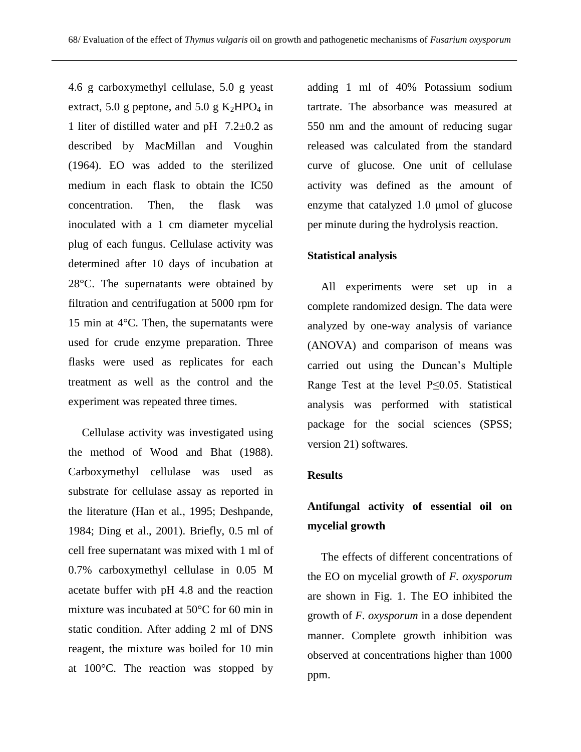4.6 g carboxymethyl cellulase, 5.0 g yeast extract, 5.0 g peptone, and 5.0 g $K_2HPO_4$ in 1 liter of distilled water and pH 7.2±0.2 as described by MacMillan and Voughin (1964). EO was added to the sterilized medium in each flask to obtain the IC50 concentration. Then, the flask was inoculated with a 1 cm diameter mycelial plug of each fungus. Cellulase activity was determined after 10 days of incubation at 28°C. The supernatants were obtained by filtration and centrifugation at 5000 rpm for 15 min at 4°C. Then, the supernatants were used for crude enzyme preparation. Three flasks were used as replicates for each treatment as well as the control and the experiment was repeated three times.

Cellulase activity was investigated using the method of Wood and Bhat (1988). Carboxymethyl cellulase was used as substrate for cellulase assay as reported in the literature (Han et al., 1995; Deshpande, 1984; Ding et al., 2001). Briefly, 0.5 ml of cell free supernatant was mixed with 1 ml of 0.7% carboxymethyl cellulase in 0.05 M acetate buffer with pH 4.8 and the reaction mixture was incubated at 50°C for 60 min in static condition. After adding 2 ml of DNS reagent, the mixture was boiled for 10 min at 100°C. The reaction was stopped by adding 1 ml of 40% Potassium sodium tartrate. The absorbance was measured at 550 nm and the amount of reducing sugar released was calculated from the standard curve of glucose. One unit of cellulase activity was defined as the amount of enzyme that catalyzed 1.0 μmol of glucose per minute during the hydrolysis reaction.

**Statistical analysis**

All experiments were set up in a complete randomized design. The data were analyzed by one-way analysis of variance (ANOVA) and comparison of means was carried out using the Duncan's Multiple Range Test at the level $P \leq 0.05$. Statistical analysis was performed with statistical package for the social sciences (SPSS; version 21) softwares.

## Results

### Antifungal activity of essential oil on mycelial growth

The effects of different concentrations of the EO on mycelial growth of *F. oxysporum* are shown in Fig. 1. The EO inhibited the growth of *F. oxysporum* in a dose dependent manner. Complete growth inhibition was observed at concentrations higher than 1000 ppm.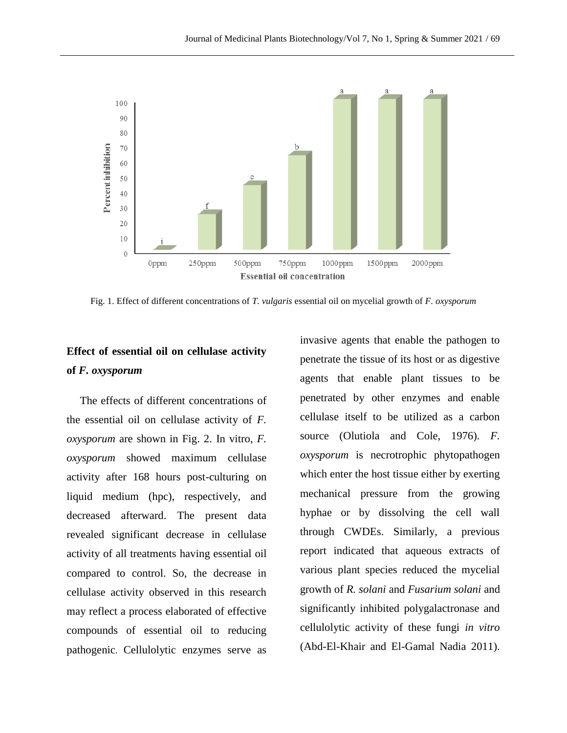Fig. 1. Effect of different concentrations of *T. vulgaris* essential oil on mycelial growth of *F. oxysporum*

### Effect of essential oil on cellulase activity of *F. oxysporum*

The effects of different concentrations of the essential oil on cellulase activity of *F. oxysporum* are shown in Fig. 2. In vitro, *F. oxysporum* showed maximum cellulase activity after 168 hours post-culturing on liquid medium (hpc), respectively, and decreased afterward. The present data revealed significant decrease in cellulase activity of all treatments having essential oil compared to control. So, the decrease in cellulase activity observed in this research may reflect a process elaborated of effective compounds of essential oil to reducing pathogenic. Cellulolytic enzymes serve as invasive agents that enable the pathogen to penetrate the tissue of its host or as digestive agents that enable plant tissues to be penetrated by other enzymes and enable cellulase itself to be utilized as a carbon source (Olutiola and Cole, 1976). *F. oxysporum* is necrotrophic phytopathogen which enter the host tissue either by exerting mechanical pressure from the growing hyphae or by dissolving the cell wall through CWDEs. Similarly, a previous report indicated that aqueous extracts of various plant species reduced the mycelial growth of *R. solani* and *Fusarium solani* and significantly inhibited polygalactronase and cellulolytic activity of these fungi *in vitro* (Abd-El-Khair and El-Gamal Nadia 2011).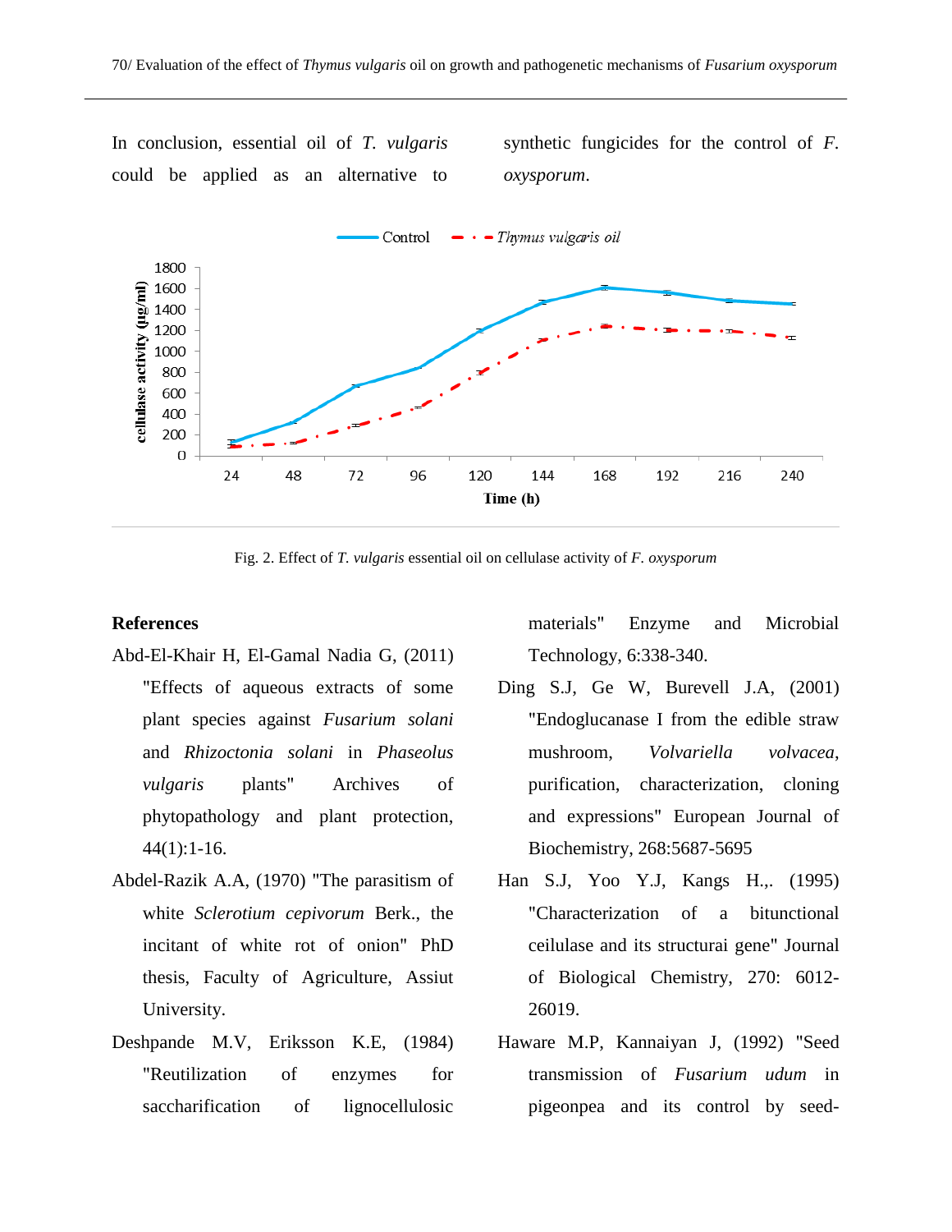In conclusion, essential oil of *T. vulgaris* could be applied as an alternative to synthetic fungicides for the control of *F. oxysporum*.

Fig. 2. Effect of *T. vulgaris* essential oil on cellulase activity of *F. oxysporum*

## References

Abd-El-Khair H, El-Gamal Nadia G, (2011) "Effects of aqueous extracts of some plant species against *Fusarium solani* and *Rhizoctonia solani* in *Phaseolus vulgaris* plants" Archives of phytopathology and plant protection, 44(1):1-16.

Abdel-Razik A.A, (1970) "The parasitism of white *Sclerotium cepivorum* Berk., the incitant of white rot of onion" PhD thesis, Faculty of Agriculture, Assiut University.

Deshpande M.V, Eriksson K.E, (1984) "Reutilization of enzymes for saccharification of lignocellulosic materials" Enzyme and Microbial Technology, 6:338-340.

Ding S.J, Ge W, Burevell J.A, (2001) "Endoglucanase I from the edible straw mushroom, *Volvariella volvacea*, purification, characterization, cloning and expressions" European Journal of Biochemistry, 268:5687-5695

Han S.J, Yoo Y.J, Kangs H.,. (1995) "Characterization of a bitunctional ceilulase and its structurai gene" Journal of Biological Chemistry, 270: 6012-26019.

Haware M.P, Kannaiyan J, (1992) "Seed transmission of *Fusarium udum* in pigeonpea and its control by seed-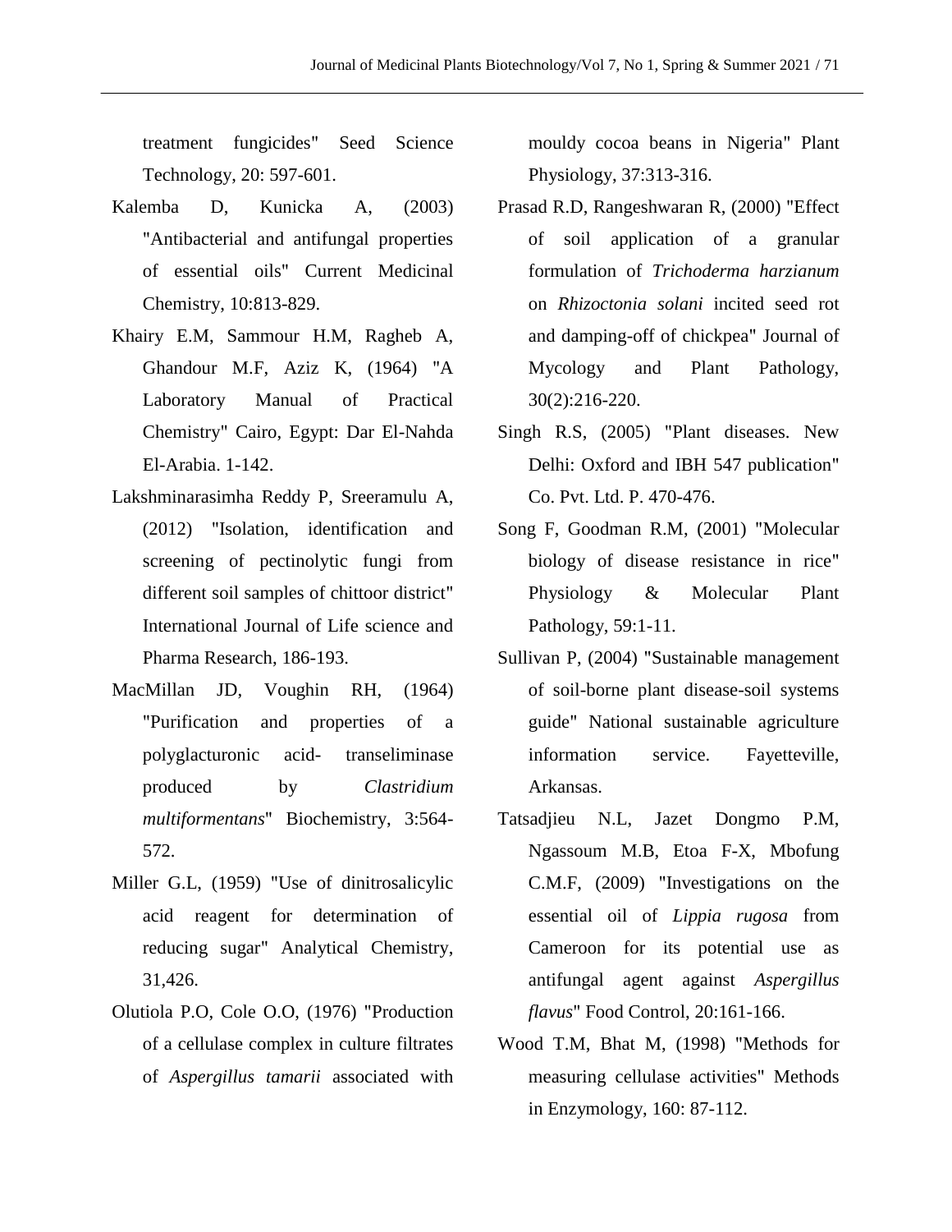treatment fungicides" Seed Science Technology, 20: 597-601.

Kalemba D, Kunicka A, (2003) "Antibacterial and antifungal properties of essential oils" Current Medicinal Chemistry, 10:813-829.

Khairy E.M, Sammour H.M, Ragheb A, Ghandour M.F, Aziz K, (1964) "A Laboratory Manual of Practical Chemistry" Cairo, Egypt: Dar El-Nahda El-Arabia. 1-142.

Lakshminarasimha Reddy P, Sreeramulu A, (2012) "Isolation, identification and screening of pectinolytic fungi from different soil samples of chittoor district" International Journal of Life science and Pharma Research, 186-193.

MacMillan JD, Voughin RH, (1964) "Purification and properties of a polyglacturonic acid- transeliminase produced by *Clastridium multiformentans*" Biochemistry, 3:564-572.

Miller G.L, (1959) "Use of dinitrosalicylic acid reagent for determination of reducing sugar" Analytical Chemistry, 31,426.

Olutiola P.O, Cole O.O, (1976) "Production of a cellulase complex in culture filtrates of *Aspergillus tamarii* associated with mouldy cocoa beans in Nigeria" Plant Physiology, 37:313-316.

Prasad R.D, Rangeshwaran R, (2000) "Effect of soil application of a granular formulation of *Trichoderma harzianum* on *Rhizoctonia solani* incited seed rot and damping-off of chickpea" Journal of Mycology and Plant Pathology, 30(2):216-220.

Singh R.S, (2005) "Plant diseases. New Delhi: Oxford and IBH 547 publication" Co. Pvt. Ltd. P. 470-476.

Song F, Goodman R.M, (2001) "Molecular biology of disease resistance in rice" Physiology & Molecular Plant Pathology, 59:1-11.

Sullivan P, (2004) "Sustainable management of soil-borne plant disease-soil systems guide" National sustainable agriculture information service. Fayetteville, Arkansas.

Tatsadjieu N.L, Jazet Dongmo P.M, Ngassoum M.B, Etoa F-X, Mbofung C.M.F, (2009) "Investigations on the essential oil of *Lippia rugosa* from Cameroon for its potential use as antifungal agent against *Aspergillus flavus*" Food Control, 20:161-166.

Wood T.M, Bhat M, (1998) "Methods for measuring cellulase activities" Methods in Enzymology, 160: 87-112.